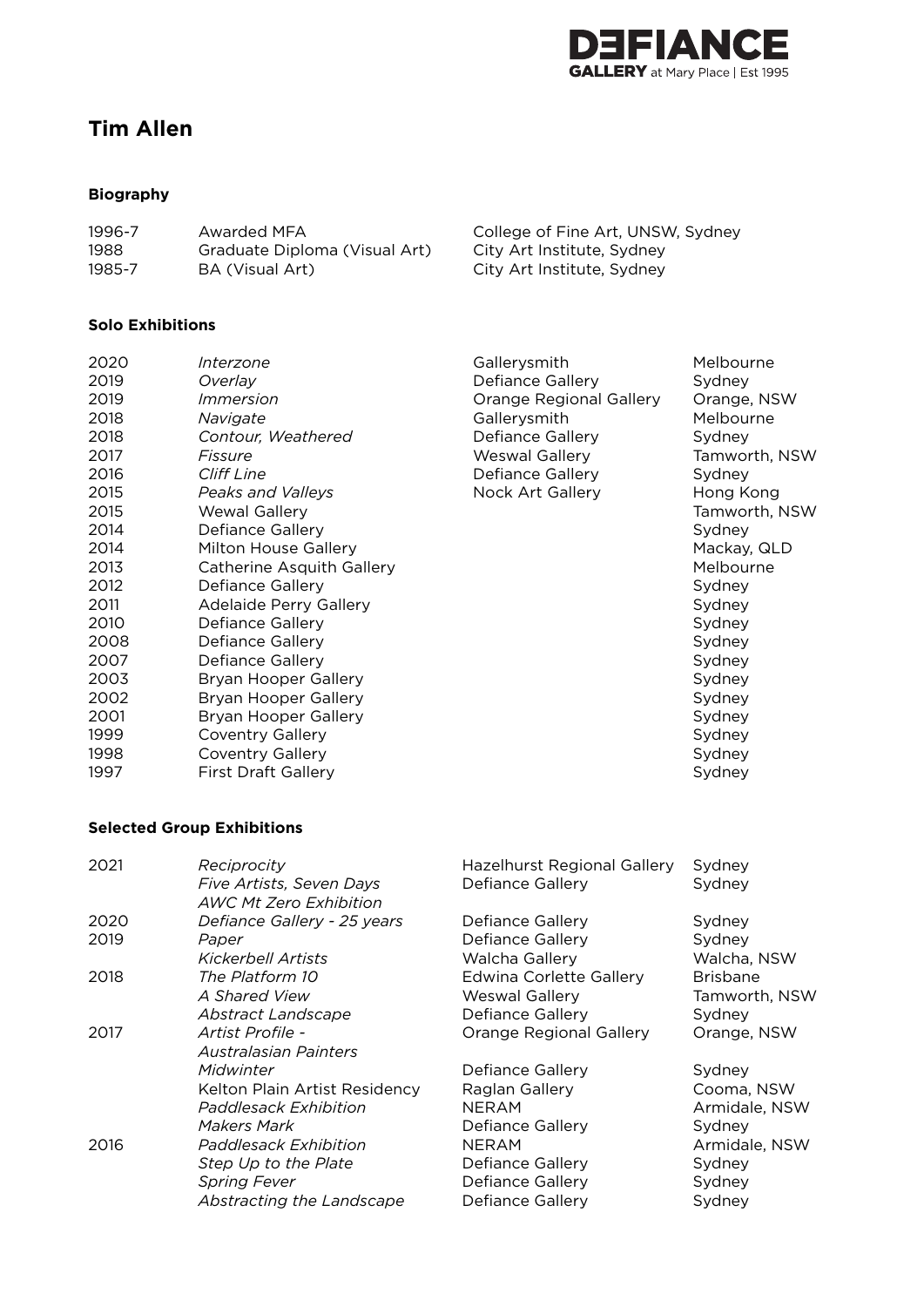DEFIANCE GALLERY at Mary Place | Est 1995

# Tim Allen

## Biography

| | | |
|---|---|---|
| 1996-7 | Awarded MFA | College of Fine Art, UNSW, Sydney |
| 1988 | Graduate Diploma (Visual Art) | City Art Institute, Sydney |
| 1985-7 | BA (Visual Art) | City Art Institute, Sydney |

## Solo Exhibitions

| | | | |
|---|---|---|---|
| 2020 | *Interzone* | Gallerysmith | Melbourne |
| 2019 | *Overlay* | Defiance Gallery | Sydney |
| 2019 | *Immersion* | Orange Regional Gallery | Orange, NSW |
| 2018 | *Navigate* | Gallerysmith | Melbourne |
| 2018 | *Contour, Weathered* | Defiance Gallery | Sydney |
| 2017 | *Fissure* | Weswal Gallery | Tamworth, NSW |
| 2016 | *Cliff Line* | Defiance Gallery | Sydney |
| 2015 | *Peaks and Valleys* | Nock Art Gallery | Hong Kong |
| 2015 | Wewal Gallery | | Tamworth, NSW |
| 2014 | Defiance Gallery | | Sydney |
| 2014 | Milton House Gallery | | Mackay, QLD |
| 2013 | Catherine Asquith Gallery | | Melbourne |
| 2012 | Defiance Gallery | | Sydney |
| 2011 | Adelaide Perry Gallery | | Sydney |
| 2010 | Defiance Gallery | | Sydney |
| 2008 | Defiance Gallery | | Sydney |
| 2007 | Defiance Gallery | | Sydney |
| 2003 | Bryan Hooper Gallery | | Sydney |
| 2002 | Bryan Hooper Gallery | | Sydney |
| 2001 | Bryan Hooper Gallery | | Sydney |
| 1999 | Coventry Gallery | | Sydney |
| 1998 | Coventry Gallery | | Sydney |
| 1997 | First Draft Gallery | | Sydney |

## Selected Group Exhibitions

| | | | |
|---|---|---|---|
| 2021 | *Reciprocity* | Hazelhurst Regional Gallery | Sydney |
| | *Five Artists, Seven Days* | Defiance Gallery | Sydney |
| | *AWC Mt Zero Exhibition* | | |
| 2020 | *Defiance Gallery - 25 years* | Defiance Gallery | Sydney |
| 2019 | *Paper* | Defiance Gallery | Sydney |
| | *Kickerbell Artists* | Walcha Gallery | Walcha, NSW |
| 2018 | *The Platform 10* | Edwina Corlette Gallery | Brisbane |
| | *A Shared View* | Weswal Gallery | Tamworth, NSW |
| | *Abstract Landscape* | Defiance Gallery | Sydney |
| 2017 | *Artist Profile - Australasian Painters* | Orange Regional Gallery | Orange, NSW |
| | *Midwinter* | Defiance Gallery | Sydney |
| | Kelton Plain Artist Residency | Raglan Gallery | Cooma, NSW |
| | *Paddlesack Exhibition* | NERAM | Armidale, NSW |
| | *Makers Mark* | Defiance Gallery | Sydney |
| 2016 | *Paddlesack Exhibition* | NERAM | Armidale, NSW |
| | *Step Up to the Plate* | Defiance Gallery | Sydney |
| | *Spring Fever* | Defiance Gallery | Sydney |
| | *Abstracting the Landscape* | Defiance Gallery | Sydney |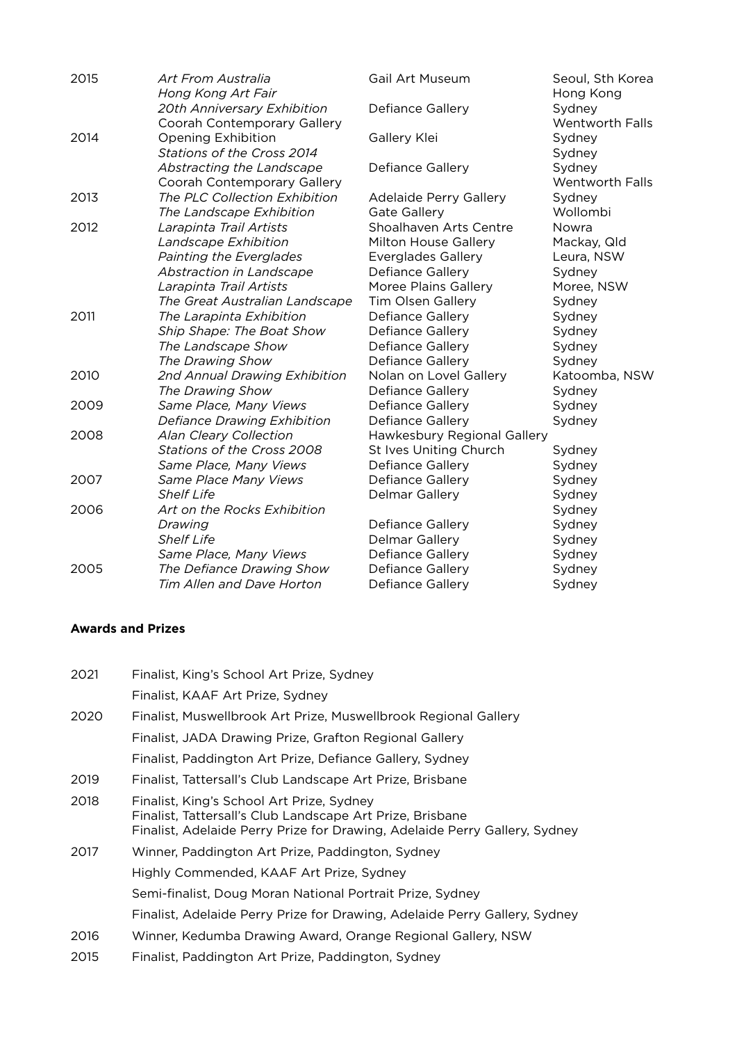| | | | |
|---|---|---|---|
| 2015 | *Art From Australia* | Gail Art Museum | Seoul, Sth Korea |
| | *Hong Kong Art Fair* | | Hong Kong |
| | *20th Anniversary Exhibition* | Defiance Gallery | Sydney |
| | Coorah Contemporary Gallery | | Wentworth Falls |
| 2014 | Opening Exhibition | Gallery Klei | Sydney |
| | *Stations of the Cross 2014* | | Sydney |
| | *Abstracting the Landscape* | Defiance Gallery | Sydney |
| | Coorah Contemporary Gallery | | Wentworth Falls |
| 2013 | *The PLC Collection Exhibition* | Adelaide Perry Gallery | Sydney |
| | *The Landscape Exhibition* | Gate Gallery | Wollombi |
| 2012 | *Larapinta Trail Artists* | Shoalhaven Arts Centre | Nowra |
| | *Landscape Exhibition* | Milton House Gallery | Mackay, Qld |
| | *Painting the Everglades* | Everglades Gallery | Leura, NSW |
| | *Abstraction in Landscape* | Defiance Gallery | Sydney |
| | *Larapinta Trail Artists* | Moree Plains Gallery | Moree, NSW |
| | *The Great Australian Landscape* | Tim Olsen Gallery | Sydney |
| 2011 | *The Larapinta Exhibition* | Defiance Gallery | Sydney |
| | *Ship Shape: The Boat Show* | Defiance Gallery | Sydney |
| | *The Landscape Show* | Defiance Gallery | Sydney |
| | *The Drawing Show* | Defiance Gallery | Sydney |
| 2010 | *2nd Annual Drawing Exhibition* | Nolan on Lovel Gallery | Katoomba, NSW |
| | *The Drawing Show* | Defiance Gallery | Sydney |
| 2009 | *Same Place, Many Views* | Defiance Gallery | Sydney |
| | *Defiance Drawing Exhibition* | Defiance Gallery | Sydney |
| 2008 | *Alan Cleary Collection* | Hawkesbury Regional Gallery | |
| | *Stations of the Cross 2008* | St Ives Uniting Church | Sydney |
| | *Same Place, Many Views* | Defiance Gallery | Sydney |
| 2007 | *Same Place Many Views* | Defiance Gallery | Sydney |
| | *Shelf Life* | Delmar Gallery | Sydney |
| 2006 | *Art on the Rocks Exhibition* | | Sydney |
| | *Drawing* | Defiance Gallery | Sydney |
| | *Shelf Life* | Delmar Gallery | Sydney |
| | *Same Place, Many Views* | Defiance Gallery | Sydney |
| 2005 | *The Defiance Drawing Show* | Defiance Gallery | Sydney |
| | *Tim Allen and Dave Horton* | Defiance Gallery | Sydney |

**Awards and Prizes**

| | |
|---|---|
| 2021 | Finalist, King's School Art Prize, Sydney |
| | Finalist, KAAF Art Prize, Sydney |
| 2020 | Finalist, Muswellbrook Art Prize, Muswellbrook Regional Gallery |
| | Finalist, JADA Drawing Prize, Grafton Regional Gallery |
| | Finalist, Paddington Art Prize, Defiance Gallery, Sydney |
| 2019 | Finalist, Tattersall's Club Landscape Art Prize, Brisbane |
| 2018 | Finalist, King's School Art Prize, Sydney<br>Finalist, Tattersall's Club Landscape Art Prize, Brisbane<br>Finalist, Adelaide Perry Prize for Drawing, Adelaide Perry Gallery, Sydney |
| 2017 | Winner, Paddington Art Prize, Paddington, Sydney |
| | Highly Commended, KAAF Art Prize, Sydney |
| | Semi-finalist, Doug Moran National Portrait Prize, Sydney |
| | Finalist, Adelaide Perry Prize for Drawing, Adelaide Perry Gallery, Sydney |
| 2016 | Winner, Kedumba Drawing Award, Orange Regional Gallery, NSW |
| 2015 | Finalist, Paddington Art Prize, Paddington, Sydney |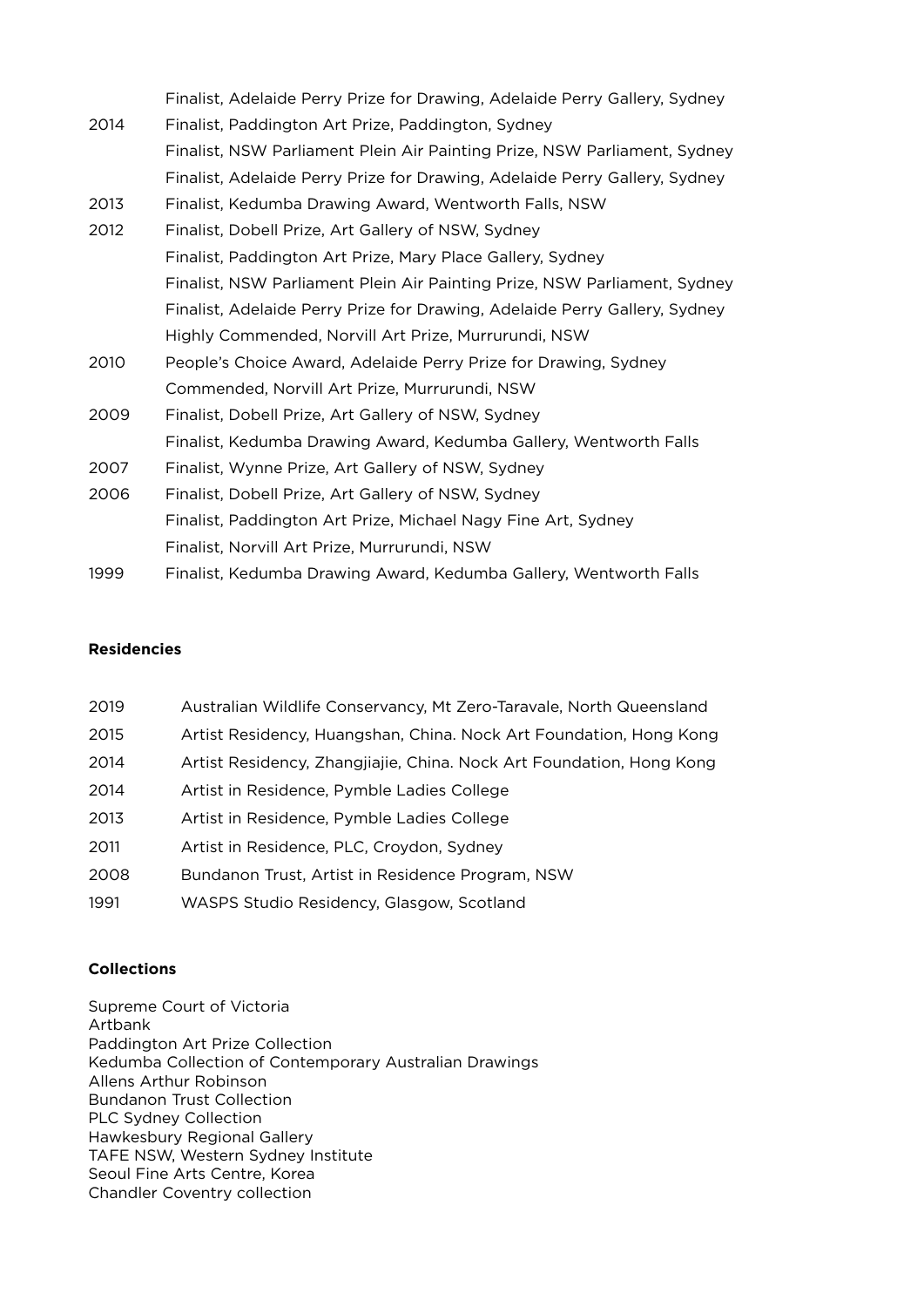| | |
|---|---|
| | Finalist, Adelaide Perry Prize for Drawing, Adelaide Perry Gallery, Sydney |
| 2014 | Finalist, Paddington Art Prize, Paddington, Sydney |
| | Finalist, NSW Parliament Plein Air Painting Prize, NSW Parliament, Sydney |
| | Finalist, Adelaide Perry Prize for Drawing, Adelaide Perry Gallery, Sydney |
| 2013 | Finalist, Kedumba Drawing Award, Wentworth Falls, NSW |
| 2012 | Finalist, Dobell Prize, Art Gallery of NSW, Sydney |
| | Finalist, Paddington Art Prize, Mary Place Gallery, Sydney |
| | Finalist, NSW Parliament Plein Air Painting Prize, NSW Parliament, Sydney |
| | Finalist, Adelaide Perry Prize for Drawing, Adelaide Perry Gallery, Sydney |
| | Highly Commended, Norvill Art Prize, Murrurundi, NSW |
| 2010 | People's Choice Award, Adelaide Perry Prize for Drawing, Sydney |
| | Commended, Norvill Art Prize, Murrurundi, NSW |
| 2009 | Finalist, Dobell Prize, Art Gallery of NSW, Sydney |
| | Finalist, Kedumba Drawing Award, Kedumba Gallery, Wentworth Falls |
| 2007 | Finalist, Wynne Prize, Art Gallery of NSW, Sydney |
| 2006 | Finalist, Dobell Prize, Art Gallery of NSW, Sydney |
| | Finalist, Paddington Art Prize, Michael Nagy Fine Art, Sydney |
| | Finalist, Norvill Art Prize, Murrurundi, NSW |
| 1999 | Finalist, Kedumba Drawing Award, Kedumba Gallery, Wentworth Falls |

**Residencies**

| | |
|---|---|
| 2019 | Australian Wildlife Conservancy, Mt Zero-Taravale, North Queensland |
| 2015 | Artist Residency, Huangshan, China. Nock Art Foundation, Hong Kong |
| 2014 | Artist Residency, Zhangjiajie, China. Nock Art Foundation, Hong Kong |
| 2014 | Artist in Residence, Pymble Ladies College |
| 2013 | Artist in Residence, Pymble Ladies College |
| 2011 | Artist in Residence, PLC, Croydon, Sydney |
| 2008 | Bundanon Trust, Artist in Residence Program, NSW |
| 1991 | WASPS Studio Residency, Glasgow, Scotland |

**Collections**

Supreme Court of Victoria
Artbank
Paddington Art Prize Collection
Kedumba Collection of Contemporary Australian Drawings
Allens Arthur Robinson
Bundanon Trust Collection
PLC Sydney Collection
Hawkesbury Regional Gallery
TAFE NSW, Western Sydney Institute
Seoul Fine Arts Centre, Korea
Chandler Coventry collection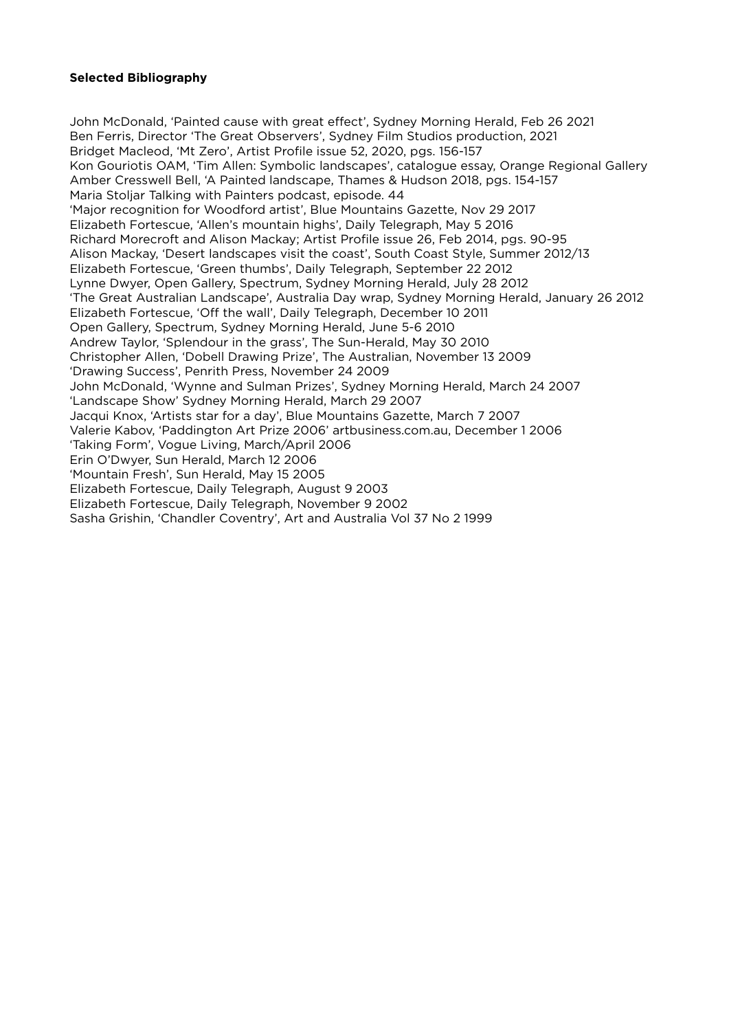**Selected Bibliography**

John McDonald, 'Painted cause with great effect', Sydney Morning Herald, Feb 26 2021
Ben Ferris, Director 'The Great Observers', Sydney Film Studios production, 2021
Bridget Macleod, 'Mt Zero', Artist Profile issue 52, 2020, pgs. 156-157
Kon Gouriotis OAM, 'Tim Allen: Symbolic landscapes', catalogue essay, Orange Regional Gallery
Amber Cresswell Bell, 'A Painted landscape, Thames & Hudson 2018, pgs. 154-157
Maria Stoljar Talking with Painters podcast, episode. 44
'Major recognition for Woodford artist', Blue Mountains Gazette, Nov 29 2017
Elizabeth Fortescue, 'Allen's mountain highs', Daily Telegraph, May 5 2016
Richard Morecroft and Alison Mackay; Artist Profile issue 26, Feb 2014, pgs. 90-95
Alison Mackay, 'Desert landscapes visit the coast', South Coast Style, Summer 2012/13
Elizabeth Fortescue, 'Green thumbs', Daily Telegraph, September 22 2012
Lynne Dwyer, Open Gallery, Spectrum, Sydney Morning Herald, July 28 2012
'The Great Australian Landscape', Australia Day wrap, Sydney Morning Herald, January 26 2012
Elizabeth Fortescue, 'Off the wall', Daily Telegraph, December 10 2011
Open Gallery, Spectrum, Sydney Morning Herald, June 5-6 2010
Andrew Taylor, 'Splendour in the grass', The Sun-Herald, May 30 2010
Christopher Allen, 'Dobell Drawing Prize', The Australian, November 13 2009
'Drawing Success', Penrith Press, November 24 2009
John McDonald, 'Wynne and Sulman Prizes', Sydney Morning Herald, March 24 2007
'Landscape Show' Sydney Morning Herald, March 29 2007
Jacqui Knox, 'Artists star for a day', Blue Mountains Gazette, March 7 2007
Valerie Kabov, 'Paddington Art Prize 2006' artbusiness.com.au, December 1 2006
'Taking Form', Vogue Living, March/April 2006
Erin O'Dwyer, Sun Herald, March 12 2006
'Mountain Fresh', Sun Herald, May 15 2005
Elizabeth Fortescue, Daily Telegraph, August 9 2003
Elizabeth Fortescue, Daily Telegraph, November 9 2002
Sasha Grishin, 'Chandler Coventry', Art and Australia Vol 37 No 2 1999